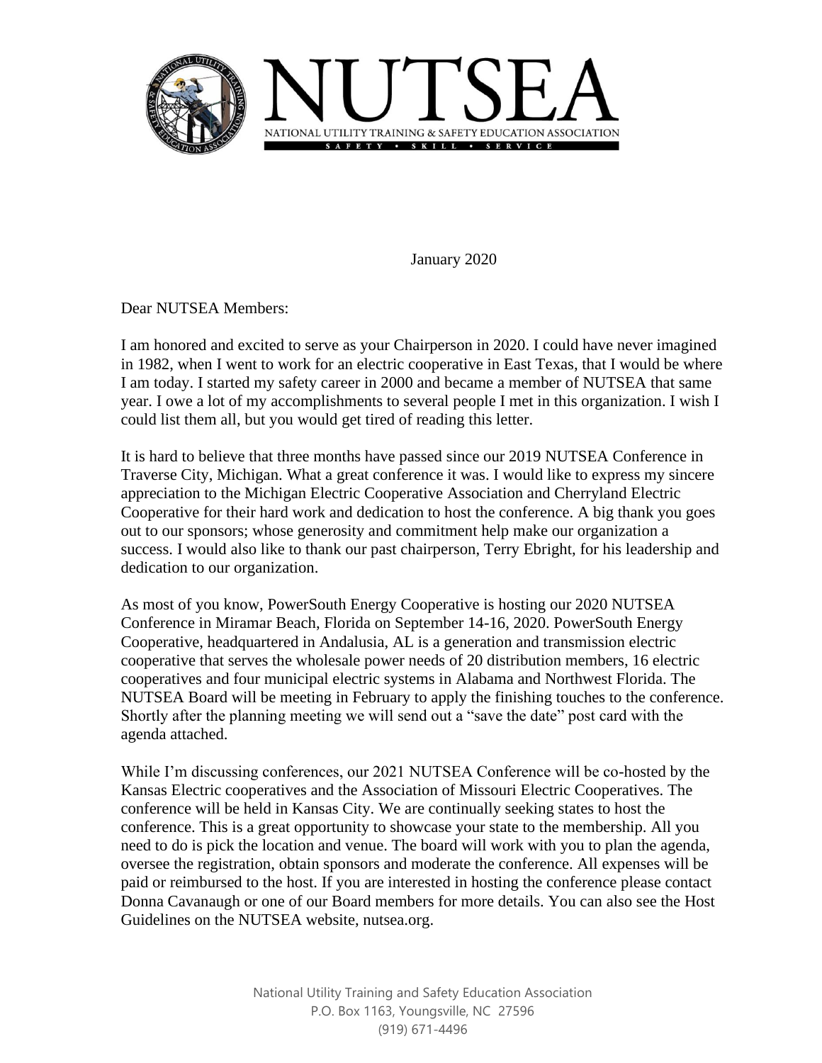# NUTSEA

NATIONAL UTILITY TRAINING & SAFETY EDUCATION ASSOCIATION

SAFETY • SKILL • SERVICE

January 2020

Dear NUTSEA Members:

I am honored and excited to serve as your Chairperson in 2020. I could have never imagined in 1982, when I went to work for an electric cooperative in East Texas, that I would be where I am today. I started my safety career in 2000 and became a member of NUTSEA that same year. I owe a lot of my accomplishments to several people I met in this organization. I wish I could list them all, but you would get tired of reading this letter.

It is hard to believe that three months have passed since our 2019 NUTSEA Conference in Traverse City, Michigan. What a great conference it was. I would like to express my sincere appreciation to the Michigan Electric Cooperative Association and Cherryland Electric Cooperative for their hard work and dedication to host the conference. A big thank you goes out to our sponsors; whose generosity and commitment help make our organization a success. I would also like to thank our past chairperson, Terry Ebright, for his leadership and dedication to our organization.

As most of you know, PowerSouth Energy Cooperative is hosting our 2020 NUTSEA Conference in Miramar Beach, Florida on September 14-16, 2020. PowerSouth Energy Cooperative, headquartered in Andalusia, AL is a generation and transmission electric cooperative that serves the wholesale power needs of 20 distribution members, 16 electric cooperatives and four municipal electric systems in Alabama and Northwest Florida. The NUTSEA Board will be meeting in February to apply the finishing touches to the conference. Shortly after the planning meeting we will send out a "save the date" post card with the agenda attached.

While I'm discussing conferences, our 2021 NUTSEA Conference will be co-hosted by the Kansas Electric cooperatives and the Association of Missouri Electric Cooperatives. The conference will be held in Kansas City. We are continually seeking states to host the conference. This is a great opportunity to showcase your state to the membership. All you need to do is pick the location and venue. The board will work with you to plan the agenda, oversee the registration, obtain sponsors and moderate the conference. All expenses will be paid or reimbursed to the host. If you are interested in hosting the conference please contact Donna Cavanaugh or one of our Board members for more details. You can also see the Host Guidelines on the NUTSEA website, nutsea.org.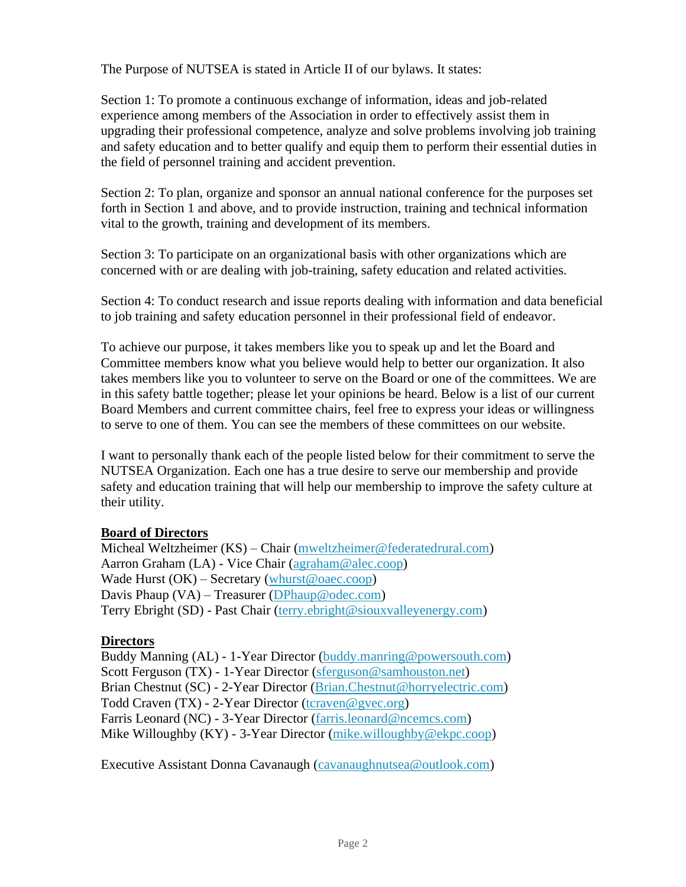The Purpose of NUTSEA is stated in Article II of our bylaws. It states:

Section 1: To promote a continuous exchange of information, ideas and job-related experience among members of the Association in order to effectively assist them in upgrading their professional competence, analyze and solve problems involving job training and safety education and to better qualify and equip them to perform their essential duties in the field of personnel training and accident prevention.

Section 2: To plan, organize and sponsor an annual national conference for the purposes set forth in Section 1 and above, and to provide instruction, training and technical information vital to the growth, training and development of its members.

Section 3: To participate on an organizational basis with other organizations which are concerned with or are dealing with job-training, safety education and related activities.

Section 4: To conduct research and issue reports dealing with information and data beneficial to job training and safety education personnel in their professional field of endeavor.

To achieve our purpose, it takes members like you to speak up and let the Board and Committee members know what you believe would help to better our organization. It also takes members like you to volunteer to serve on the Board or one of the committees. We are in this safety battle together; please let your opinions be heard. Below is a list of our current Board Members and current committee chairs, feel free to express your ideas or willingness to serve to one of them. You can see the members of these committees on our website.

I want to personally thank each of the people listed below for their commitment to serve the NUTSEA Organization. Each one has a true desire to serve our membership and provide safety and education training that will help our membership to improve the safety culture at their utility.

**Board of Directors**

Micheal Weltzheimer (KS) – Chair (mweltzheimer@federatedrural.com)
Aarron Graham (LA) - Vice Chair (agraham@alec.coop)
Wade Hurst (OK) – Secretary (whurst@oaec.coop)
Davis Phaup (VA) – Treasurer (DPhaup@odec.com)
Terry Ebright (SD) - Past Chair (terry.ebright@siouxvalleyenergy.com)

**Directors**

Buddy Manning (AL) - 1-Year Director (buddy.manring@powersouth.com)
Scott Ferguson (TX) - 1-Year Director (sferguson@samhouston.net)
Brian Chestnut (SC) - 2-Year Director (Brian.Chestnut@horryelectric.com)
Todd Craven (TX) - 2-Year Director (tcraven@gvec.org)
Farris Leonard (NC) - 3-Year Director (farris.leonard@ncemcs.com)
Mike Willoughby (KY) - 3-Year Director (mike.willoughby@ekpc.coop)

Executive Assistant Donna Cavanaugh (cavanaughnutsea@outlook.com)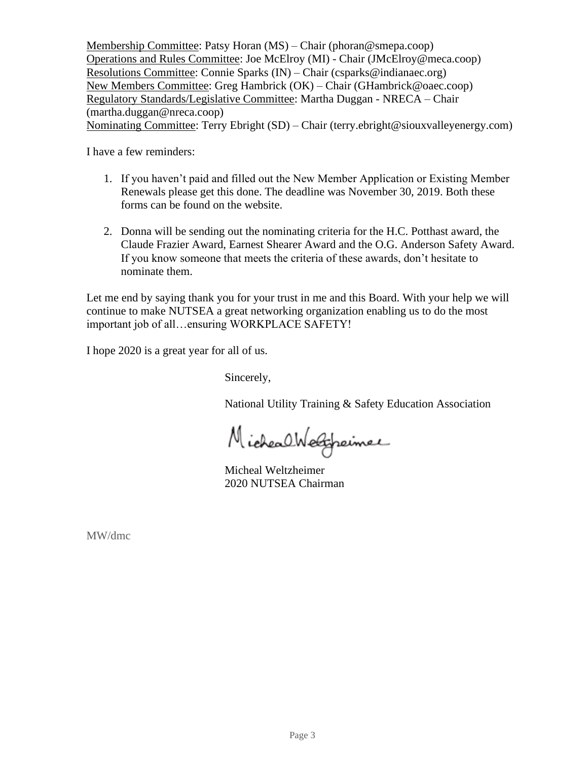Membership Committee: Patsy Horan (MS) – Chair (phoran@smepa.coop)
Operations and Rules Committee: Joe McElroy (MI) - Chair (JMcElroy@meca.coop)
Resolutions Committee: Connie Sparks (IN) – Chair (csparks@indianaec.org)
New Members Committee: Greg Hambrick (OK) – Chair (GHambrick@oaec.coop)
Regulatory Standards/Legislative Committee: Martha Duggan - NRECA – Chair (martha.duggan@nreca.coop)
Nominating Committee: Terry Ebright (SD) – Chair (terry.ebright@siouxvalleyenergy.com)

I have a few reminders:

1. If you haven't paid and filled out the New Member Application or Existing Member Renewals please get this done. The deadline was November 30, 2019. Both these forms can be found on the website.

2. Donna will be sending out the nominating criteria for the H.C. Potthast award, the Claude Frazier Award, Earnest Shearer Award and the O.G. Anderson Safety Award. If you know someone that meets the criteria of these awards, don't hesitate to nominate them.

Let me end by saying thank you for your trust in me and this Board. With your help we will continue to make NUTSEA a great networking organization enabling us to do the most important job of all…ensuring WORKPLACE SAFETY!

I hope 2020 is a great year for all of us.

Sincerely,

National Utility Training & Safety Education Association

Micheal Weltzheimer

Micheal Weltzheimer
2020 NUTSEA Chairman

MW/dmc